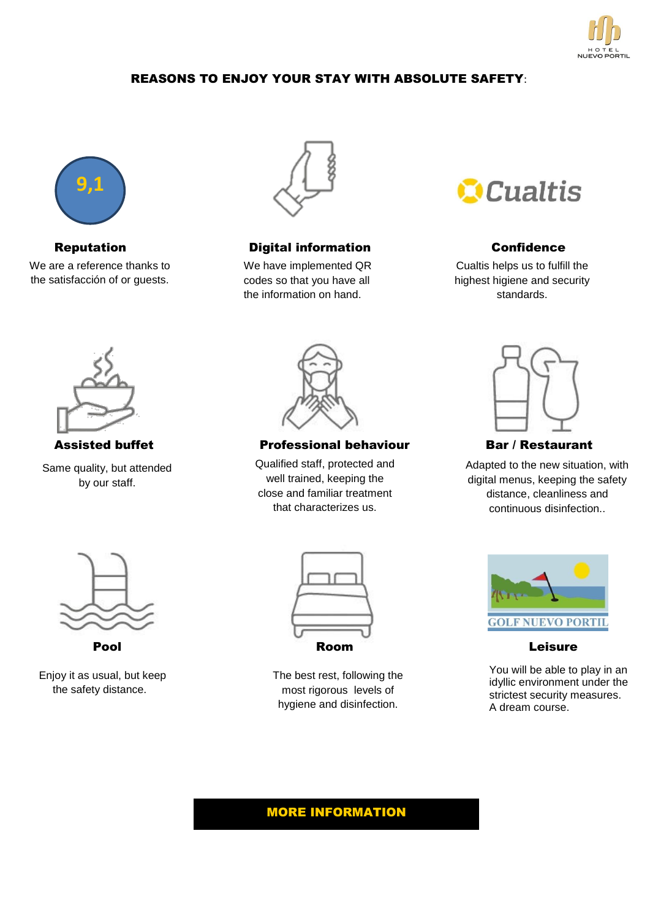HOTEL NUEVO PORTIL

## REASONS TO ENJOY YOUR STAY WITH ABSOLUTE SAFETY:

9,1

### Reputation

We are a reference thanks to the satisfacción of or guests.

### Digital information

We have implemented QR codes so that you have all the information on hand.

Cualtis

### Confidence

Cualtis helps us to fulfill the highest higiene and security standards.

### Assisted buffet

Same quality, but attended by our staff.

### Professional behaviour

Qualified staff, protected and well trained, keeping the close and familiar treatment that characterizes us.

### Bar / Restaurant

Adapted to the new situation, with digital menus, keeping the safety distance, cleanliness and continuous disinfection..

### Pool

Enjoy it as usual, but keep the safety distance.

### Room

The best rest, following the most rigorous levels of hygiene and disinfection.

GOLF NUEVO PORTIL

### Leisure

You will be able to play in an idyllic environment under the strictest security measures. A dream course.

**MORE INFORMATION**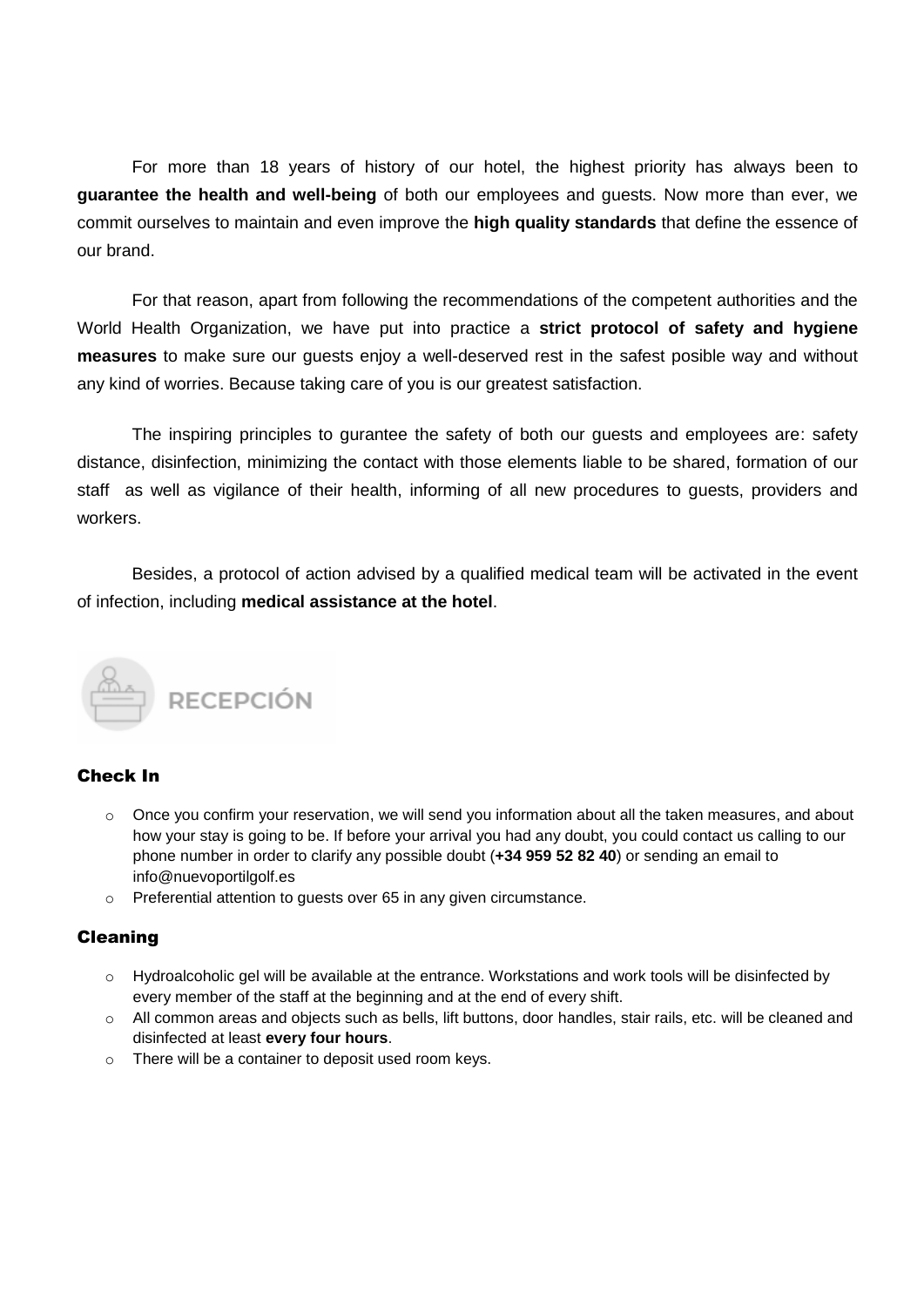For more than 18 years of history of our hotel, the highest priority has always been to **guarantee the health and well-being** of both our employees and guests. Now more than ever, we commit ourselves to maintain and even improve the **high quality standards** that define the essence of our brand.

For that reason, apart from following the recommendations of the competent authorities and the World Health Organization, we have put into practice a **strict protocol of safety and hygiene measures** to make sure our guests enjoy a well-deserved rest in the safest posible way and without any kind of worries. Because taking care of you is our greatest satisfaction.

The inspiring principles to gurantee the safety of both our guests and employees are: safety distance, disinfection, minimizing the contact with those elements liable to be shared, formation of our staff as well as vigilance of their health, informing of all new procedures to guests, providers and workers.

Besides, a protocol of action advised by a qualified medical team will be activated in the event of infection, including **medical assistance at the hotel**.

## RECEPCIÓN

### Check In

- Once you confirm your reservation, we will send you information about all the taken measures, and about how your stay is going to be. If before your arrival you had any doubt, you could contact us calling to our phone number in order to clarify any possible doubt (**+34 959 52 82 40**) or sending an email to info@nuevoportilgolf.es
- Preferential attention to guests over 65 in any given circumstance.

### Cleaning

- Hydroalcoholic gel will be available at the entrance. Workstations and work tools will be disinfected by every member of the staff at the beginning and at the end of every shift.
- All common areas and objects such as bells, lift buttons, door handles, stair rails, etc. will be cleaned and disinfected at least **every four hours**.
- There will be a container to deposit used room keys.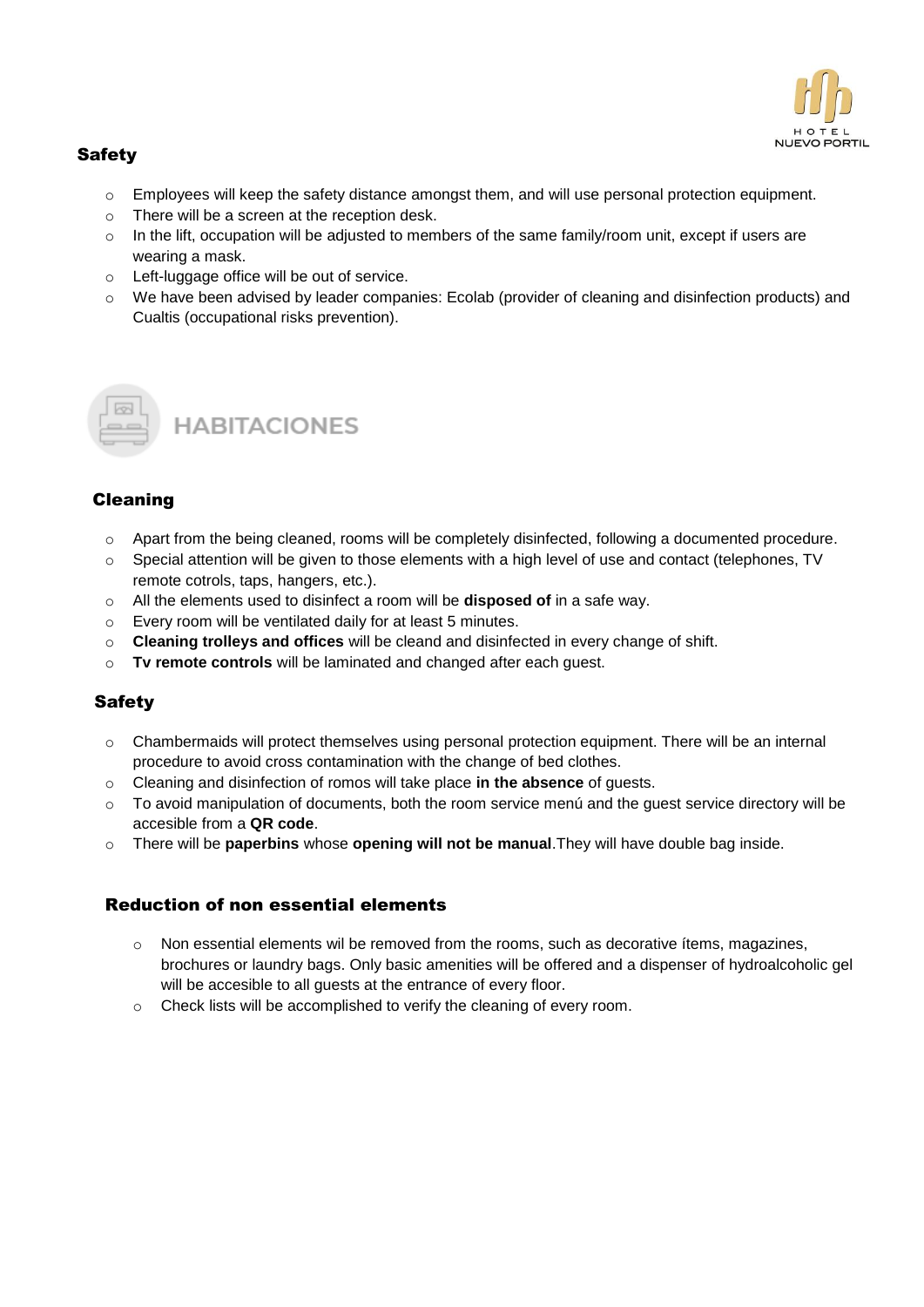## Safety

- Employees will keep the safety distance amongst them, and will use personal protection equipment.
- There will be a screen at the reception desk.
- In the lift, occupation will be adjusted to members of the same family/room unit, except if users are wearing a mask.
- Left-luggage office will be out of service.
- We have been advised by leader companies: Ecolab (provider of cleaning and disinfection products) and Cualtis (occupational risks prevention).

# HABITACIONES

## Cleaning

- Apart from the being cleaned, rooms will be completely disinfected, following a documented procedure.
- Special attention will be given to those elements with a high level of use and contact (telephones, TV remote cotrols, taps, hangers, etc.).
- All the elements used to disinfect a room will be **disposed of** in a safe way.
- Every room will be ventilated daily for at least 5 minutes.
- **Cleaning trolleys and offices** will be cleand and disinfected in every change of shift.
- **Tv remote controls** will be laminated and changed after each guest.

## Safety

- Chambermaids will protect themselves using personal protection equipment. There will be an internal procedure to avoid cross contamination with the change of bed clothes.
- Cleaning and disinfection of romos will take place **in the absence** of guests.
- To avoid manipulation of documents, both the room service menú and the guest service directory will be accesible from a **QR code**.
- There will be **paperbins** whose **opening will not be manual**.They will have double bag inside.

## Reduction of non essential elements

- Non essential elements wil be removed from the rooms, such as decorative ítems, magazines, brochures or laundry bags. Only basic amenities will be offered and a dispenser of hydroalcoholic gel will be accesible to all guests at the entrance of every floor.
- Check lists will be accomplished to verify the cleaning of every room.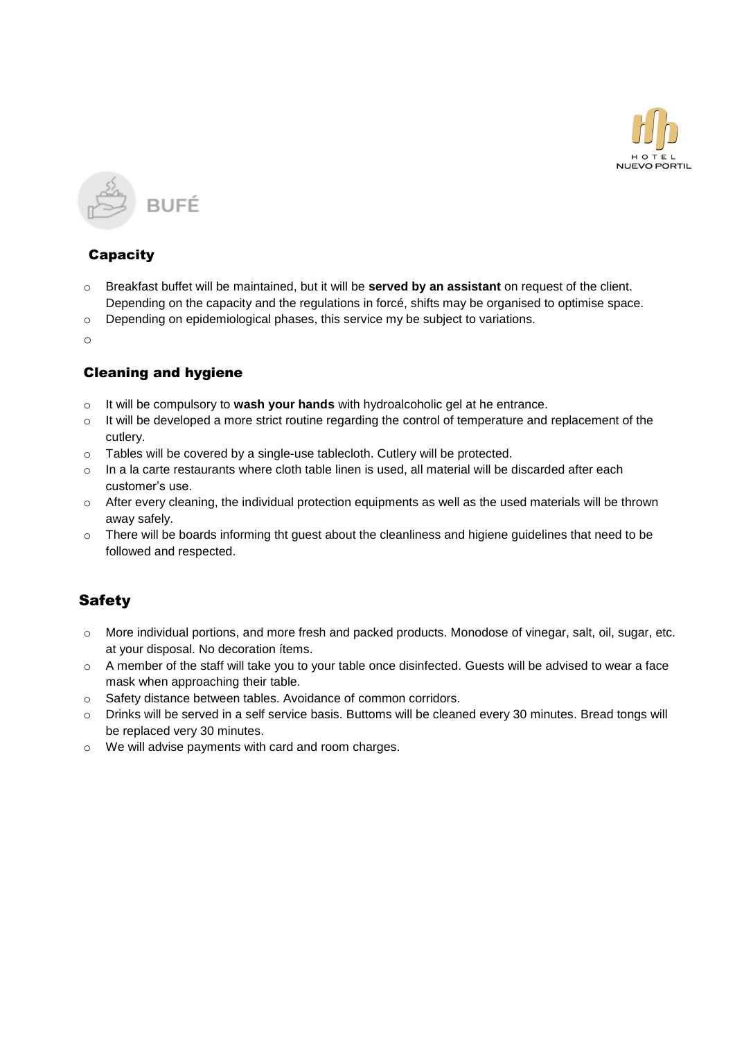# BUFÉ

## Capacity

- Breakfast buffet will be maintained, but it will be **served by an assistant** on request of the client. Depending on the capacity and the regulations in forcé, shifts may be organised to optimise space.
- Depending on epidemiological phases, this service my be subject to variations.

## Cleaning and hygiene

- It will be compulsory to **wash your hands** with hydroalcoholic gel at he entrance.
- It will be developed a more strict routine regarding the control of temperature and replacement of the cutlery.
- Tables will be covered by a single-use tablecloth. Cutlery will be protected.
- In a la carte restaurants where cloth table linen is used, all material will be discarded after each customer's use.
- After every cleaning, the individual protection equipments as well as the used materials will be thrown away safely.
- There will be boards informing tht guest about the cleanliness and higiene guidelines that need to be followed and respected.

## Safety

- More individual portions, and more fresh and packed products. Monodose of vinegar, salt, oil, sugar, etc. at your disposal. No decoration ítems.
- A member of the staff will take you to your table once disinfected. Guests will be advised to wear a face mask when approaching their table.
- Safety distance between tables. Avoidance of common corridors.
- Drinks will be served in a self service basis. Buttoms will be cleaned every 30 minutes. Bread tongs will be replaced very 30 minutes.
- We will advise payments with card and room charges.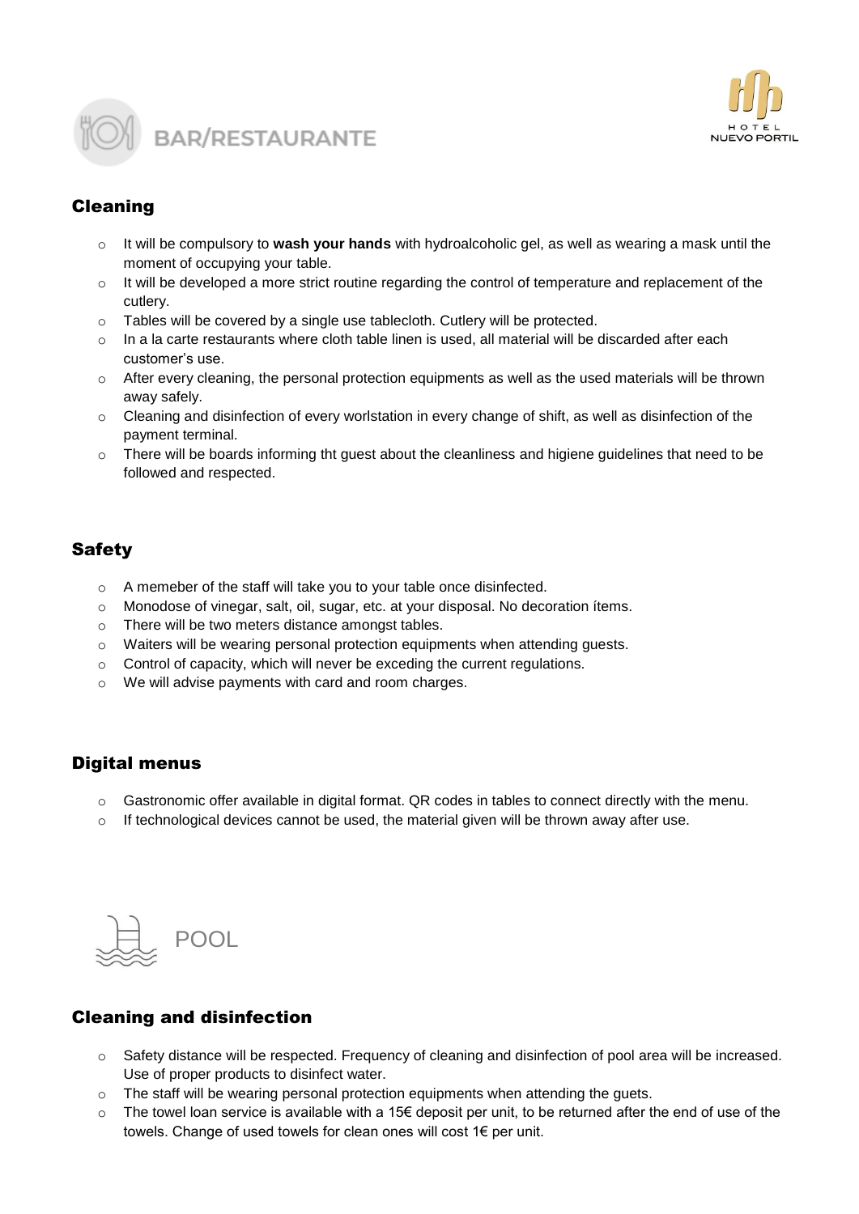# BAR/RESTAURANTE

HOTEL NUEVO PORTIL

## Cleaning

- It will be compulsory to **wash your hands** with hydroalcoholic gel, as well as wearing a mask until the moment of occupying your table.
- It will be developed a more strict routine regarding the control of temperature and replacement of the cutlery.
- Tables will be covered by a single use tablecloth. Cutlery will be protected.
- In a la carte restaurants where cloth table linen is used, all material will be discarded after each customer's use.
- After every cleaning, the personal protection equipments as well as the used materials will be thrown away safely.
- Cleaning and disinfection of every worlstation in every change of shift, as well as disinfection of the payment terminal.
- There will be boards informing tht guest about the cleanliness and higiene guidelines that need to be followed and respected.

## Safety

- A memeber of the staff will take you to your table once disinfected.
- Monodose of vinegar, salt, oil, sugar, etc. at your disposal. No decoration ítems.
- There will be two meters distance amongst tables.
- Waiters will be wearing personal protection equipments when attending guests.
- Control of capacity, which will never be exceding the current regulations.
- We will advise payments with card and room charges.

## Digital menus

- Gastronomic offer available in digital format. QR codes in tables to connect directly with the menu.
- If technological devices cannot be used, the material given will be thrown away after use.

# POOL

## Cleaning and disinfection

- Safety distance will be respected. Frequency of cleaning and disinfection of pool area will be increased. Use of proper products to disinfect water.
- The staff will be wearing personal protection equipments when attending the guets.
- The towel loan service is available with a 15€ deposit per unit, to be returned after the end of use of the towels. Change of used towels for clean ones will cost 1€ per unit.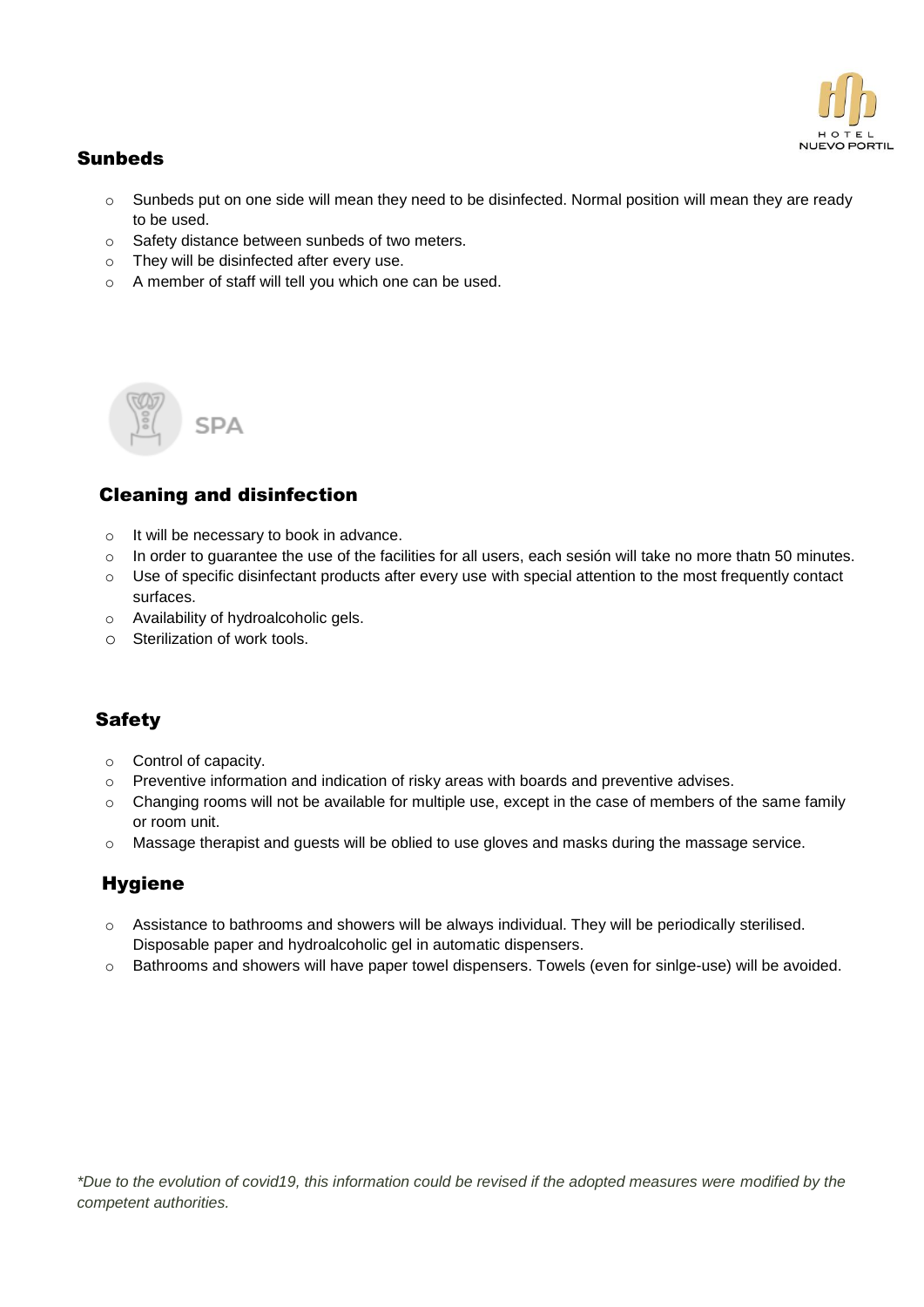## Sunbeds

- Sunbeds put on one side will mean they need to be disinfected. Normal position will mean they are ready to be used.
- Safety distance between sunbeds of two meters.
- They will be disinfected after every use.
- A member of staff will tell you which one can be used.

## SPA

### Cleaning and disinfection

- It will be necessary to book in advance.
- In order to guarantee the use of the facilities for all users, each sesión will take no more thatn 50 minutes.
- Use of specific disinfectant products after every use with special attention to the most frequently contact surfaces.
- Availability of hydroalcoholic gels.
- Sterilization of work tools.

### Safety

- Control of capacity.
- Preventive information and indication of risky areas with boards and preventive advises.
- Changing rooms will not be available for multiple use, except in the case of members of the same family or room unit.
- Massage therapist and guests will be oblied to use gloves and masks during the massage service.

### Hygiene

- Assistance to bathrooms and showers will be always individual. They will be periodically sterilised. Disposable paper and hydroalcoholic gel in automatic dispensers.
- Bathrooms and showers will have paper towel dispensers. Towels (even for sinlge-use) will be avoided.

*\*Due to the evolution of covid19, this information could be revised if the adopted measures were modified by the competent authorities.*